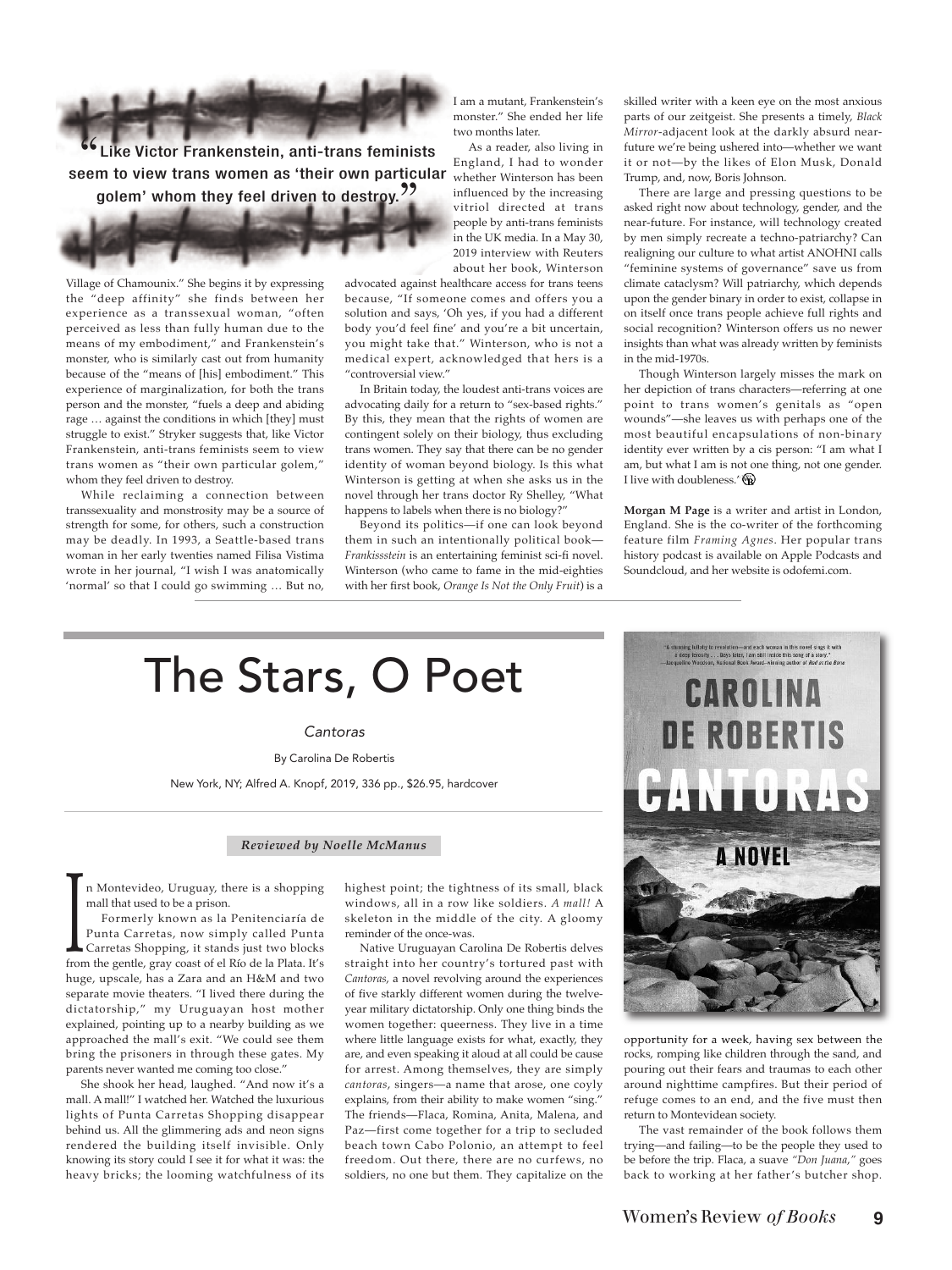> "Like Victor Frankenstein, anti-trans feminists seem to view trans women as 'their own particular golem' whom they feel driven to destroy."

Village of Chamounix." She begins it by expressing the "deep affinity" she finds between her experience as a transsexual woman, "often perceived as less than fully human due to the means of my embodiment," and Frankenstein's monster, who is similarly cast out from humanity because of the "means of [his] embodiment." This experience of marginalization, for both the trans person and the monster, "fuels a deep and abiding rage … against the conditions in which [they] must struggle to exist." Stryker suggests that, like Victor Frankenstein, anti-trans feminists seem to view trans women as "their own particular golem," whom they feel driven to destroy.

While reclaiming a connection between transsexuality and monstrosity may be a source of strength for some, for others, such a construction may be deadly. In 1993, a Seattle-based trans woman in her early twenties named Filisa Vistima wrote in her journal, "I wish I was anatomically 'normal' so that I could go swimming … But no, I am a mutant, Frankenstein's monster." She ended her life two months later.

As a reader, also living in England, I had to wonder whether Winterson has been influenced by the increasing vitriol directed at trans people by anti-trans feminists in the UK media. In a May 30, 2019 interview with Reuters about her book, Winterson advocated against healthcare access for trans teens because, "If someone comes and offers you a solution and says, 'Oh yes, if you had a different body you'd feel fine' and you're a bit uncertain, you might take that." Winterson, who is not a medical expert, acknowledged that hers is a "controversial view."

In Britain today, the loudest anti-trans voices are advocating daily for a return to "sex-based rights." By this, they mean that the rights of women are contingent solely on their biology, thus excluding trans women. They say that there can be no gender identity of woman beyond biology. Is this what Winterson is getting at when she asks us in the novel through her trans doctor Ry Shelley, "What happens to labels when there is no biology?"

Beyond its politics—if one can look beyond them in such an intentionally political book—*Frankissstein* is an entertaining feminist sci-fi novel. Winterson (who came to fame in the mid-eighties with her first book, *Orange Is Not the Only Fruit*) is a skilled writer with a keen eye on the most anxious parts of our zeitgeist. She presents a timely, *Black Mirror*-adjacent look at the darkly absurd near-future we're being ushered into—whether we want it or not—by the likes of Elon Musk, Donald Trump, and, now, Boris Johnson.

There are large and pressing questions to be asked right now about technology, gender, and the near-future. For instance, will technology created by men simply recreate a techno-patriarchy? Can realigning our culture to what artist ANOHNI calls "feminine systems of governance" save us from climate cataclysm? Will patriarchy, which depends upon the gender binary in order to exist, collapse in on itself once trans people achieve full rights and social recognition? Winterson offers us no newer insights than what was already written by feminists in the mid-1970s.

Though Winterson largely misses the mark on her depiction of trans characters—referring at one point to trans women's genitals as "open wounds"—she leaves us with perhaps one of the most beautiful encapsulations of non-binary identity ever written by a cis person: "I am what I am, but what I am is not one thing, not one gender. I live with doubleness."

**Morgan M Page** is a writer and artist in London, England. She is the co-writer of the forthcoming feature film *Framing Agnes*. Her popular trans history podcast is available on Apple Podcasts and Soundcloud, and her website is odofemi.com.

---

# The Stars, O Poet

*Cantoras*

By Carolina De Robertis

New York, NY; Alfred A. Knopf, 2019, 336 pp., $26.95, hardcover

***Reviewed by Noelle McManus***

In Montevideo, Uruguay, there is a shopping mall that used to be a prison.

Formerly known as la Penitenciaría de Punta Carretas, now simply called Punta Carretas Shopping, it stands just two blocks from the gentle, gray coast of el Río de la Plata. It's huge, upscale, has a Zara and an H&M and two separate movie theaters. "I lived there during the dictatorship," my Uruguayan host mother explained, pointing up to a nearby building as we approached the mall's exit. "We could see them bring the prisoners in through these gates. My parents never wanted me coming too close."

She shook her head, laughed. "And now it's a mall. A mall!" I watched her. Watched the luxurious lights of Punta Carretas Shopping disappear behind us. All the glimmering ads and neon signs rendered the building itself invisible. Only knowing its story could I see it for what it was: the heavy bricks; the looming watchfulness of its highest point; the tightness of its small, black windows, all in a row like soldiers. *A mall!* A skeleton in the middle of the city. A gloomy reminder of the once-was.

Native Uruguayan Carolina De Robertis delves straight into her country's tortured past with *Cantoras*, a novel revolving around the experiences of five starkly different women during the twelve-year military dictatorship. Only one thing binds the women together: queerness. They live in a time where little language exists for what, exactly, they are, and even speaking it aloud at all could be cause for arrest. Among themselves, they are simply *cantoras*, singers—a name that arose, one coyly explains, from their ability to make women "sing." The friends—Flaca, Romina, Anita, Malena, and Paz—first come together for a trip to secluded beach town Cabo Polonio, an attempt to feel freedom. Out there, there are no curfews, no soldiers, no one but them. They capitalize on the opportunity for a week, having sex between the rocks, romping like children through the sand, and pouring out their fears and traumas to each other around nighttime campfires. But their period of refuge comes to an end, and the five must then return to Montevidean society.

The vast remainder of the book follows them trying—and failing—to be the people they used to be before the trip. Flaca, a suave *"Don Juana,"* goes back to working at her father's butcher shop.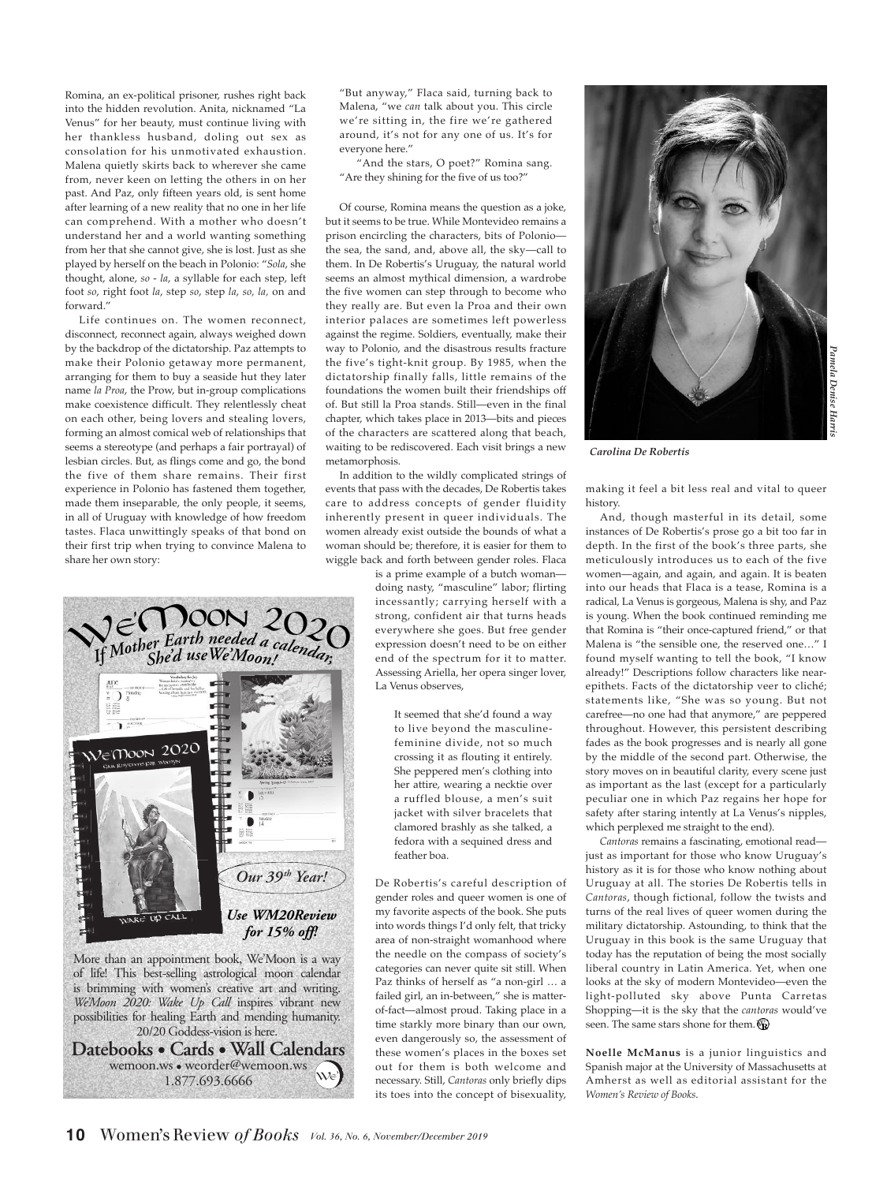Romina, an ex-political prisoner, rushes right back into the hidden revolution. Anita, nicknamed "La Venus" for her beauty, must continue living with her thankless husband, doling out sex as consolation for his unmotivated exhaustion. Malena quietly skirts back to wherever she came from, never keen on letting the others in on her past. And Paz, only fifteen years old, is sent home after learning of a new reality that no one in her life can comprehend. With a mother who doesn't understand her and a world wanting something from her that she cannot give, she is lost. Just as she played by herself on the beach in Polonio: "*Sola*, she thought, alone, *so* - *la*, a syllable for each step, left foot *so*, right foot *la*, step *so*, step *la*, *so*, *la*, on and forward."

Life continues on. The women reconnect, disconnect, reconnect again, always weighed down by the backdrop of the dictatorship. Paz attempts to make their Polonio getaway more permanent, arranging for them to buy a seaside hut they later name *la Proa*, the Prow, but in-group complications make coexistence difficult. They relentlessly cheat on each other, being lovers and stealing lovers, forming an almost comical web of relationships that seems a stereotype (and perhaps a fair portrayal) of lesbian circles. But, as flings come and go, the bond the five of them share remains. Their first experience in Polonio has fastened them together, made them inseparable, the only people, it seems, in all of Uruguay with knowledge of how freedom tastes. Flaca unwittingly speaks of that bond on their first trip when trying to convince Malena to share her own story:

"But anyway," Flaca said, turning back to Malena, "we *can* talk about you. This circle we're sitting in, the fire we're gathered around, it's not for any one of us. It's for everyone here."

"And the stars, O poet?" Romina sang. "Are they shining for the five of us too?"

Of course, Romina means the question as a joke, but it seems to be true. While Montevideo remains a prison encircling the characters, bits of Polonio—the sea, the sand, and, above all, the sky—call to them. In De Robertis's Uruguay, the natural world seems an almost mythical dimension, a wardrobe the five women can step through to become who they really are. But even la Proa and their own interior palaces are sometimes left powerless against the regime. Soldiers, eventually, make their way to Polonio, and the disastrous results fracture the five's tight-knit group. By 1985, when the dictatorship finally falls, little remains of the foundations the women built their friendships off of. But still la Proa stands. Still—even in the final chapter, which takes place in 2013—bits and pieces of the characters are scattered along that beach, waiting to be rediscovered. Each visit brings a new metamorphosis.

In addition to the wildly complicated strings of events that pass with the decades, De Robertis takes care to address concepts of gender fluidity inherently present in queer individuals. The women already exist outside the bounds of what a woman should be; therefore, it is easier for them to wiggle back and forth between gender roles. Flaca is a prime example of a butch woman—doing nasty, "masculine" labor; flirting incessantly; carrying herself with a strong, confident air that turns heads everywhere she goes. But free gender expression doesn't need to be on either end of the spectrum for it to matter. Assessing Ariella, her opera singer lover, La Venus observes,

> It seemed that she'd found a way to live beyond the masculine-feminine divide, not so much crossing it as flouting it entirely. She peppered men's clothing into her attire, wearing a necktie over a ruffled blouse, a men's suit jacket with silver bracelets that clamored brashly as she talked, a fedora with a sequined dress and feather boa.

De Robertis's careful description of gender roles and queer women is one of my favorite aspects of the book. She puts into words things I'd only felt, that tricky area of non-straight womanhood where the needle on the compass of society's categories can never quite sit still. When Paz thinks of herself as "a non-girl … a failed girl, an in-between," she is matter-of-fact—almost proud. Taking place in a time starkly more binary than our own, even dangerously so, the assessment of these women's places in the boxes set out for them is both welcome and necessary. Still, *Cantoras* only briefly dips its toes into the concept of bisexuality, making it feel a bit less real and vital to queer history.

WeMoon 2020
*If Mother Earth needed a calendar, She'd use We'Moon!*

*Our 39th Year!*

*Use WM20Review for 15% off!*

More than an appointment book, We'Moon is a way of life! This best-selling astrological moon calendar is brimming with women's creative art and writing. *We'Moon 2020: Wake Up Call* inspires vibrant new possibilities for healing Earth and mending humanity. 20/20 Goddess-vision is here.

**Datebooks • Cards • Wall Calendars**
wemoon.ws • weorder@wemoon.ws
1.877.693.6666

*Pamela Denise Harris*

***Carolina De Robertis***

And, though masterful in its detail, some instances of De Robertis's prose go a bit too far in depth. In the first of the book's three parts, she meticulously introduces us to each of the five women—again, and again, and again. It is beaten into our heads that Flaca is a tease, Romina is a radical, La Venus is gorgeous, Malena is shy, and Paz is young. When the book continued reminding me that Romina is "their once-captured friend," or that Malena is "the sensible one, the reserved one…" I found myself wanting to tell the book, "I know already!" Descriptions follow characters like near-epithets. Facts of the dictatorship veer to cliché; statements like, "She was so young. But not carefree—no one had that anymore," are peppered throughout. However, this persistent describing fades as the book progresses and is nearly all gone by the middle of the second part. Otherwise, the story moves on in beautiful clarity, every scene just as important as the last (except for a particularly peculiar one in which Paz regains her hope for safety after staring intently at La Venus's nipples, which perplexed me straight to the end).

*Cantoras* remains a fascinating, emotional read—just as important for those who know Uruguay's history as it is for those who know nothing about Uruguay at all. The stories De Robertis tells in *Cantoras*, though fictional, follow the twists and turns of the real lives of queer women during the military dictatorship. Astounding, to think that the Uruguay in this book is the same Uruguay that today has the reputation of being the most socially liberal country in Latin America. Yet, when one looks at the sky of modern Montevideo—even the light-polluted sky above Punta Carretas Shopping—it is the sky that the *cantoras* would've seen. The same stars shone for them.

**Noelle McManus** is a junior linguistics and Spanish major at the University of Massachusetts at Amherst as well as editorial assistant for the *Women's Review of Books*.